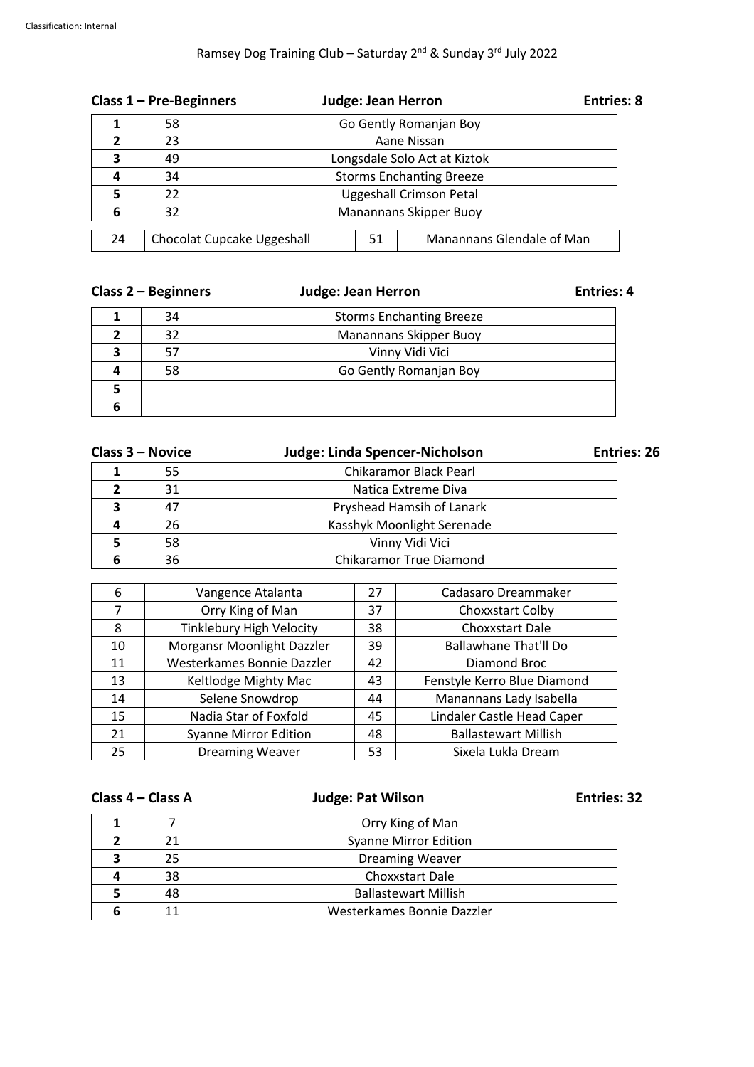Classification: Internal

# Ramsey Dog Training Club – Saturday 2nd & Sunday 3rd July 2022

**Class 1 – Pre-Beginners** **Judge: Jean Herron** **Entries: 8**

| | | |
|---|---|---|
| **1** | 58 | Go Gently Romanjan Boy |
| **2** | 23 | Aane Nissan |
| **3** | 49 | Longsdale Solo Act at Kiztok |
| **4** | 34 | Storms Enchanting Breeze |
| **5** | 22 | Uggeshall Crimson Petal |
| **6** | 32 | Manannans Skipper Buoy |

| | | | |
|---|---|---|---|
| 24 | Chocolat Cupcake Uggeshall | 51 | Manannans Glendale of Man |

**Class 2 – Beginners** **Judge: Jean Herron** **Entries: 4**

| | | |
|---|---|---|
| **1** | 34 | Storms Enchanting Breeze |
| **2** | 32 | Manannans Skipper Buoy |
| **3** | 57 | Vinny Vidi Vici |
| **4** | 58 | Go Gently Romanjan Boy |
| **5** | | |
| **6** | | |

**Class 3 – Novice** **Judge: Linda Spencer-Nicholson** **Entries: 26**

| | | |
|---|---|---|
| **1** | 55 | Chikaramor Black Pearl |
| **2** | 31 | Natica Extreme Diva |
| **3** | 47 | Pryshead Hamsih of Lanark |
| **4** | 26 | Kasshyk Moonlight Serenade |
| **5** | 58 | Vinny Vidi Vici |
| **6** | 36 | Chikaramor True Diamond |

| | | | |
|---|---|---|---|
| 6 | Vangence Atalanta | 27 | Cadasaro Dreammaker |
| 7 | Orry King of Man | 37 | Choxxstart Colby |
| 8 | Tinklebury High Velocity | 38 | Choxxstart Dale |
| 10 | Morgansr Moonlight Dazzler | 39 | Ballawhane That'll Do |
| 11 | Westerkames Bonnie Dazzler | 42 | Diamond Broc |
| 13 | Keltlodge Mighty Mac | 43 | Fenstyle Kerro Blue Diamond |
| 14 | Selene Snowdrop | 44 | Manannans Lady Isabella |
| 15 | Nadia Star of Foxfold | 45 | Lindaler Castle Head Caper |
| 21 | Syanne Mirror Edition | 48 | Ballastewart Millish |
| 25 | Dreaming Weaver | 53 | Sixela Lukla Dream |

**Class 4 – Class A** **Judge: Pat Wilson** **Entries: 32**

| | | |
|---|---|---|
| **1** | 7 | Orry King of Man |
| **2** | 21 | Syanne Mirror Edition |
| **3** | 25 | Dreaming Weaver |
| **4** | 38 | Choxxstart Dale |
| **5** | 48 | Ballastewart Millish |
| **6** | 11 | Westerkames Bonnie Dazzler |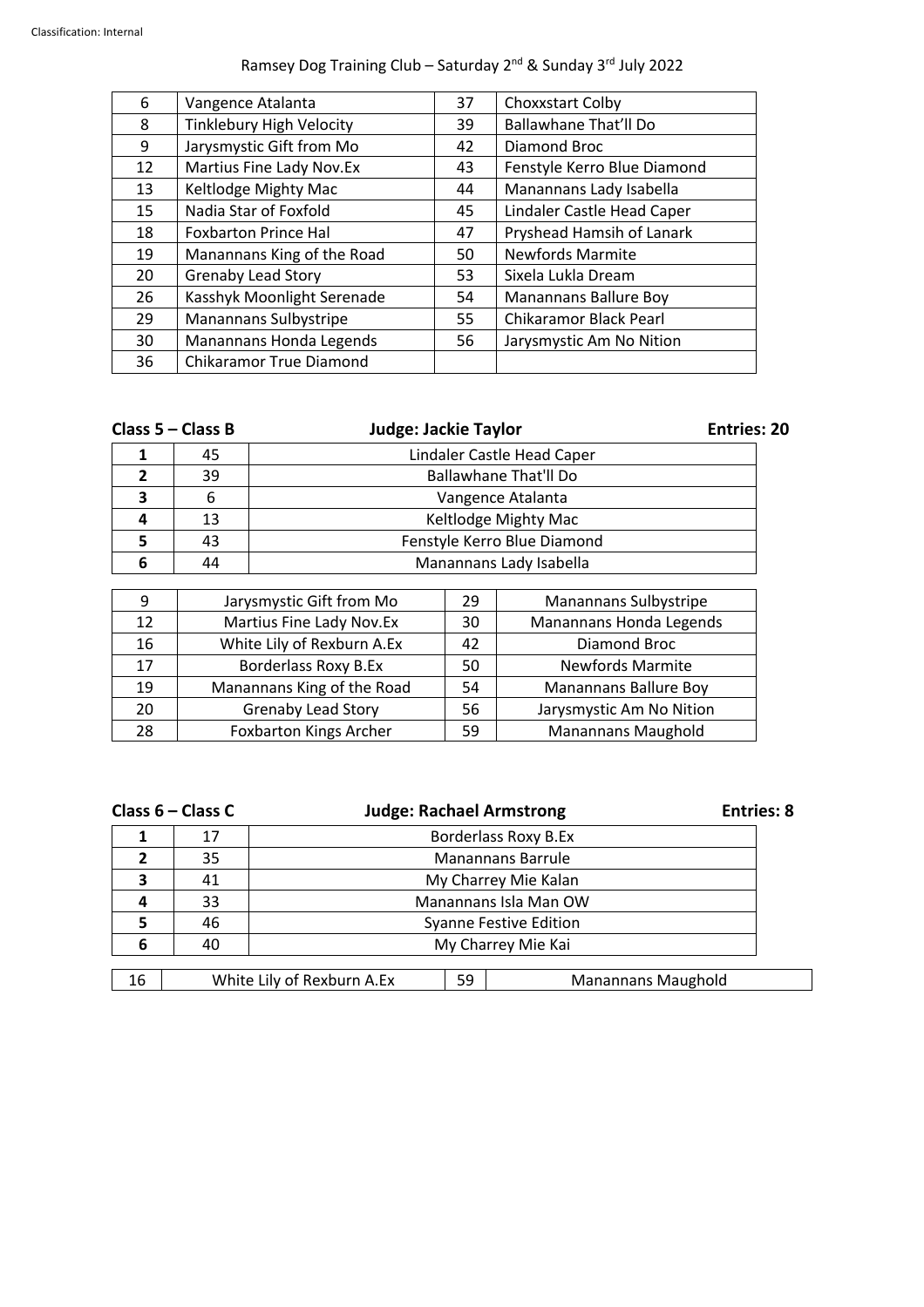Classification: Internal

Ramsey Dog Training Club – Saturday 2nd & Sunday 3rd July 2022

| | | | |
|---|---|---|---|
| 6 | Vangence Atalanta | 37 | Choxxstart Colby |
| 8 | Tinklebury High Velocity | 39 | Ballawhane That'll Do |
| 9 | Jarysmystic Gift from Mo | 42 | Diamond Broc |
| 12 | Martius Fine Lady Nov.Ex | 43 | Fenstyle Kerro Blue Diamond |
| 13 | Keltlodge Mighty Mac | 44 | Manannans Lady Isabella |
| 15 | Nadia Star of Foxfold | 45 | Lindaler Castle Head Caper |
| 18 | Foxbarton Prince Hal | 47 | Pryshead Hamsih of Lanark |
| 19 | Manannans King of the Road | 50 | Newfords Marmite |
| 20 | Grenaby Lead Story | 53 | Sixela Lukla Dream |
| 26 | Kasshyk Moonlight Serenade | 54 | Manannans Ballure Boy |
| 29 | Manannans Sulbystripe | 55 | Chikaramor Black Pearl |
| 30 | Manannans Honda Legends | 56 | Jarysmystic Am No Nition |
| 36 | Chikaramor True Diamond | | |

**Class 5 – Class B** **Judge: Jackie Taylor** **Entries: 20**

| | | |
|---|---|---|
| **1** | 45 | Lindaler Castle Head Caper |
| **2** | 39 | Ballawhane That'll Do |
| **3** | 6 | Vangence Atalanta |
| **4** | 13 | Keltlodge Mighty Mac |
| **5** | 43 | Fenstyle Kerro Blue Diamond |
| **6** | 44 | Manannans Lady Isabella |

| | | | |
|---|---|---|---|
| 9 | Jarysmystic Gift from Mo | 29 | Manannans Sulbystripe |
| 12 | Martius Fine Lady Nov.Ex | 30 | Manannans Honda Legends |
| 16 | White Lily of Rexburn A.Ex | 42 | Diamond Broc |
| 17 | Borderlass Roxy B.Ex | 50 | Newfords Marmite |
| 19 | Manannans King of the Road | 54 | Manannans Ballure Boy |
| 20 | Grenaby Lead Story | 56 | Jarysmystic Am No Nition |
| 28 | Foxbarton Kings Archer | 59 | Manannans Maughold |

**Class 6 – Class C** **Judge: Rachael Armstrong** **Entries: 8**

| | | |
|---|---|---|
| **1** | 17 | Borderlass Roxy B.Ex |
| **2** | 35 | Manannans Barrule |
| **3** | 41 | My Charrey Mie Kalan |
| **4** | 33 | Manannans Isla Man OW |
| **5** | 46 | Syanne Festive Edition |
| **6** | 40 | My Charrey Mie Kai |

| | | | |
|---|---|---|---|
| 16 | White Lily of Rexburn A.Ex | 59 | Manannans Maughold |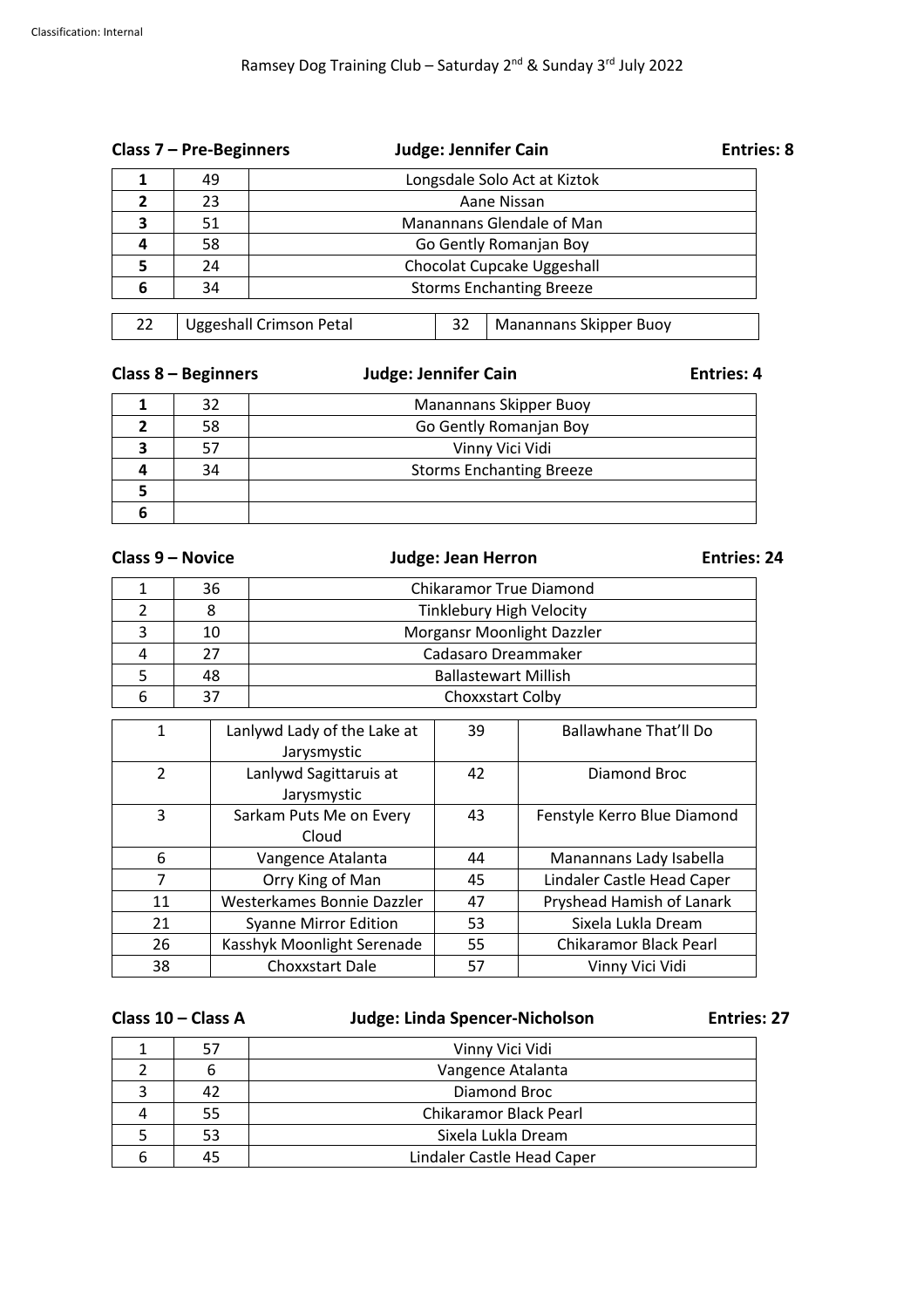Ramsey Dog Training Club – Saturday 2nd & Sunday 3rd July 2022

### Class 7 – Pre-Beginners — Judge: Jennifer Cain — Entries: 8

| | | |
|---|---|---|
| **1** | 49 | Longsdale Solo Act at Kiztok |
| **2** | 23 | Aane Nissan |
| **3** | 51 | Manannans Glendale of Man |
| **4** | 58 | Go Gently Romanjan Boy |
| **5** | 24 | Chocolat Cupcake Uggeshall |
| **6** | 34 | Storms Enchanting Breeze |

| | | | |
|---|---|---|---|
| 22 | Uggeshall Crimson Petal | 32 | Manannans Skipper Buoy |

### Class 8 – Beginners — Judge: Jennifer Cain — Entries: 4

| | | |
|---|---|---|
| **1** | 32 | Manannans Skipper Buoy |
| **2** | 58 | Go Gently Romanjan Boy |
| **3** | 57 | Vinny Vici Vidi |
| **4** | 34 | Storms Enchanting Breeze |
| **5** | | |
| **6** | | |

### Class 9 – Novice — Judge: Jean Herron — Entries: 24

| | | |
|---|---|---|
| 1 | 36 | Chikaramor True Diamond |
| 2 | 8 | Tinklebury High Velocity |
| 3 | 10 | Morgansr Moonlight Dazzler |
| 4 | 27 | Cadasaro Dreammaker |
| 5 | 48 | Ballastewart Millish |
| 6 | 37 | Choxxstart Colby |

| | | | |
|---|---|---|---|
| 1 | Lanlywd Lady of the Lake at Jarysmystic | 39 | Ballawhane That'll Do |
| 2 | Lanlywd Sagittaruis at Jarysmystic | 42 | Diamond Broc |
| 3 | Sarkam Puts Me on Every Cloud | 43 | Fenstyle Kerro Blue Diamond |
| 6 | Vangence Atalanta | 44 | Manannans Lady Isabella |
| 7 | Orry King of Man | 45 | Lindaler Castle Head Caper |
| 11 | Westerkames Bonnie Dazzler | 47 | Pryshead Hamish of Lanark |
| 21 | Syanne Mirror Edition | 53 | Sixela Lukla Dream |
| 26 | Kasshyk Moonlight Serenade | 55 | Chikaramor Black Pearl |
| 38 | Choxxstart Dale | 57 | Vinny Vici Vidi |

### Class 10 – Class A — Judge: Linda Spencer-Nicholson — Entries: 27

| | | |
|---|---|---|
| 1 | 57 | Vinny Vici Vidi |
| 2 | 6 | Vangence Atalanta |
| 3 | 42 | Diamond Broc |
| 4 | 55 | Chikaramor Black Pearl |
| 5 | 53 | Sixela Lukla Dream |
| 6 | 45 | Lindaler Castle Head Caper |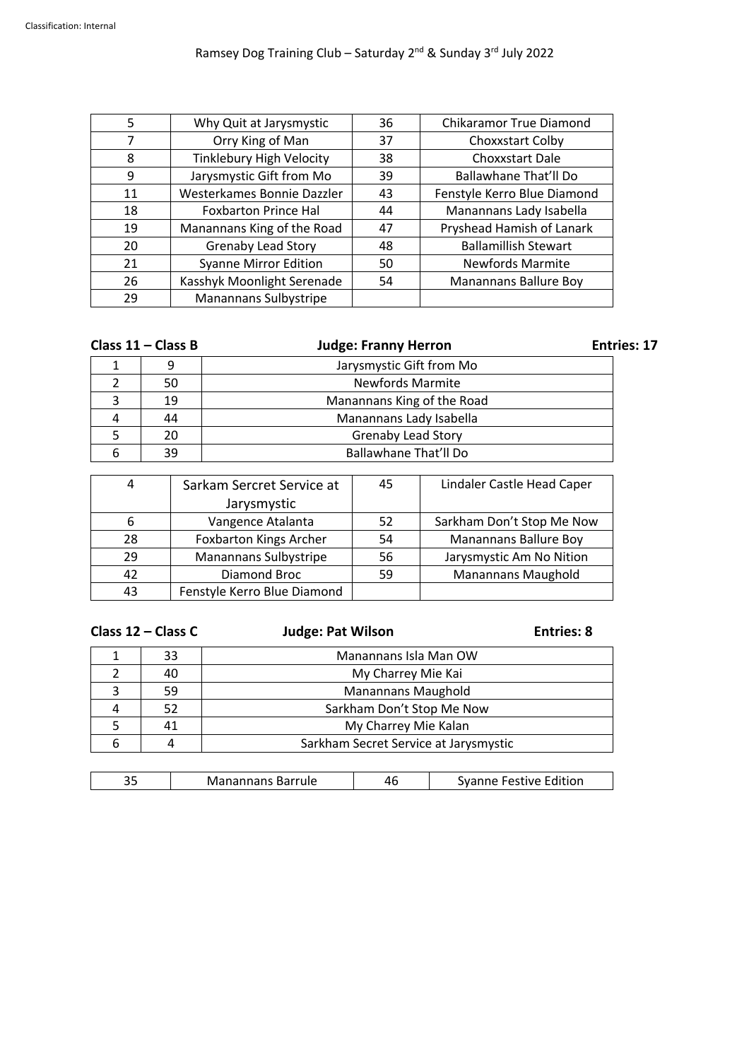Ramsey Dog Training Club – Saturday 2nd & Sunday 3rd July 2022

| | | | |
|---|---|---|---|
| 5 | Why Quit at Jarysmystic | 36 | Chikaramor True Diamond |
| 7 | Orry King of Man | 37 | Choxxstart Colby |
| 8 | Tinklebury High Velocity | 38 | Choxxstart Dale |
| 9 | Jarysmystic Gift from Mo | 39 | Ballawhane That'll Do |
| 11 | Westerkames Bonnie Dazzler | 43 | Fenstyle Kerro Blue Diamond |
| 18 | Foxbarton Prince Hal | 44 | Manannans Lady Isabella |
| 19 | Manannans King of the Road | 47 | Pryshead Hamish of Lanark |
| 20 | Grenaby Lead Story | 48 | Ballamillish Stewart |
| 21 | Syanne Mirror Edition | 50 | Newfords Marmite |
| 26 | Kasshyk Moonlight Serenade | 54 | Manannans Ballure Boy |
| 29 | Manannans Sulbystripe | | |

**Class 11 – Class B** **Judge: Franny Herron** **Entries: 17**

| | | |
|---|---|---|
| 1 | 9 | Jarysmystic Gift from Mo |
| 2 | 50 | Newfords Marmite |
| 3 | 19 | Manannans King of the Road |
| 4 | 44 | Manannans Lady Isabella |
| 5 | 20 | Grenaby Lead Story |
| 6 | 39 | Ballawhane That'll Do |

| | | | |
|---|---|---|---|
| 4 | Sarkam Sercret Service at Jarysmystic | 45 | Lindaler Castle Head Caper |
| 6 | Vangence Atalanta | 52 | Sarkham Don't Stop Me Now |
| 28 | Foxbarton Kings Archer | 54 | Manannans Ballure Boy |
| 29 | Manannans Sulbystripe | 56 | Jarysmystic Am No Nition |
| 42 | Diamond Broc | 59 | Manannans Maughold |
| 43 | Fenstyle Kerro Blue Diamond | | |

**Class 12 – Class C** **Judge: Pat Wilson** **Entries: 8**

| | | |
|---|---|---|
| 1 | 33 | Manannans Isla Man OW |
| 2 | 40 | My Charrey Mie Kai |
| 3 | 59 | Manannans Maughold |
| 4 | 52 | Sarkham Don't Stop Me Now |
| 5 | 41 | My Charrey Mie Kalan |
| 6 | 4 | Sarkham Secret Service at Jarysmystic |

| | | | |
|---|---|---|---|
| 35 | Manannans Barrule | 46 | Syanne Festive Edition |